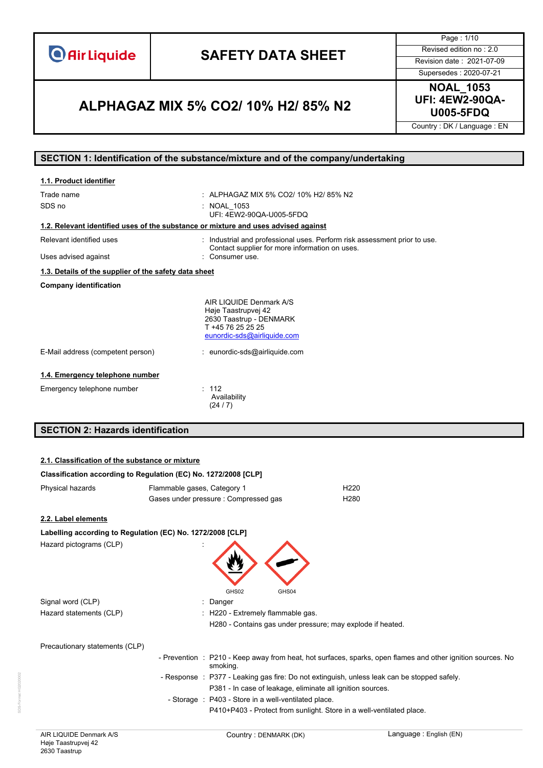# SAFETY DATA SHEET

Revised edition no : 2.0
Revision date : 2021-07-09
Supersedes : 2020-07-21

## ALPHAGAZ MIX 5% CO2/ 10% H2/ 85% N2

**NOAL_1053**
**UFI: 4EW2-90QA-U005-5FDQ**

Country : DK / Language : EN

## SECTION 1: Identification of the substance/mixture and of the company/undertaking

### 1.1. Product identifier

| | |
|---|---|
| Trade name | : ALPHAGAZ MIX 5% CO2/ 10% H2/ 85% N2 |
| SDS no | : NOAL_1053<br>UFI: 4EW2-90QA-U005-5FDQ |

### 1.2. Relevant identified uses of the substance or mixture and uses advised against

| | |
|---|---|
| Relevant identified uses | : Industrial and professional uses. Perform risk assessment prior to use. Contact supplier for more information on uses. |
| Uses advised against | : Consumer use. |

### 1.3. Details of the supplier of the safety data sheet

**Company identification**

AIR LIQUIDE Denmark A/S
Høje Taastrupvej 42
2630 Taastrup - DENMARK
T +45 76 25 25 25
eunordic-sds@airliquide.com

| | |
|---|---|
| E-Mail address (competent person) | : eunordic-sds@airliquide.com |

### 1.4. Emergency telephone number

| | |
|---|---|
| Emergency telephone number | : 112<br>Availability<br>(24 / 7) |

## SECTION 2: Hazards identification

### 2.1. Classification of the substance or mixture

**Classification according to Regulation (EC) No. 1272/2008 [CLP]**

| | | |
|---|---|---|
| Physical hazards | Flammable gases, Category 1 | H220 |
| | Gases under pressure : Compressed gas | H280 |

### 2.2. Label elements

**Labelling according to Regulation (EC) No. 1272/2008 [CLP]**

Hazard pictograms (CLP) :

GHS02 GHS04

| | |
|---|---|
| Signal word (CLP) | : Danger |
| Hazard statements (CLP) | : H220 - Extremely flammable gas.<br>H280 - Contains gas under pressure; may explode if heated. |

Precautionary statements (CLP)

| | |
|---|---|
| - Prevention | : P210 - Keep away from heat, hot surfaces, sparks, open flames and other ignition sources. No smoking. |
| - Response | : P377 - Leaking gas fire: Do not extinguish, unless leak can be stopped safely.<br>P381 - In case of leakage, eliminate all ignition sources. |
| - Storage | : P403 - Store in a well-ventilated place.<br>P410+P403 - Protect from sunlight. Store in a well-ventilated place. |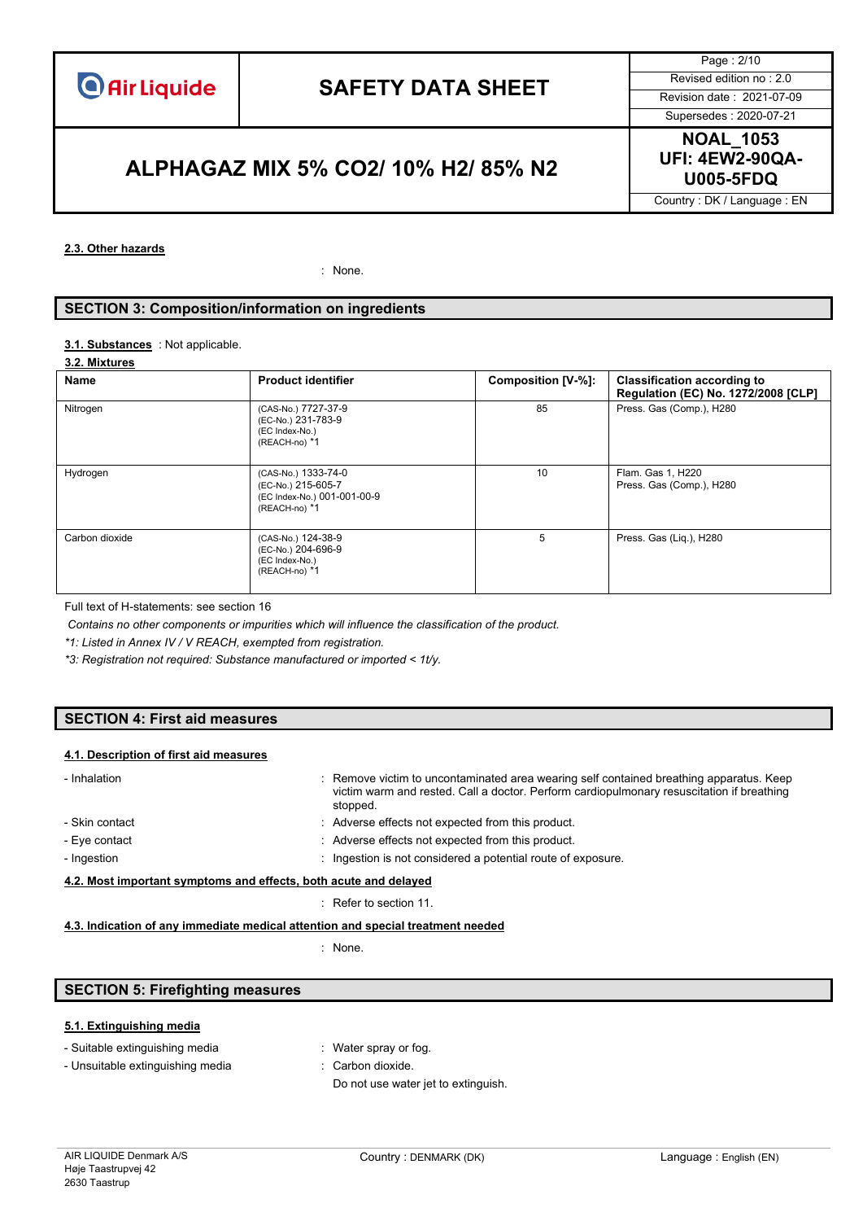#### 2.3. Other hazards

: None.

## SECTION 3: Composition/information on ingredients

**3.1. Substances** : Not applicable.

**3.2. Mixtures**

| Name | Product identifier | Composition [V-%]: | Classification according to Regulation (EC) No. 1272/2008 [CLP] |
|---|---|---|---|
| Nitrogen | (CAS-No.) 7727-37-9<br>(EC-No.) 231-783-9<br>(EC Index-No.)<br>(REACH-no) *1 | 85 | Press. Gas (Comp.), H280 |
| Hydrogen | (CAS-No.) 1333-74-0<br>(EC-No.) 215-605-7<br>(EC Index-No.) 001-001-00-9<br>(REACH-no) *1 | 10 | Flam. Gas 1, H220<br>Press. Gas (Comp.), H280 |
| Carbon dioxide | (CAS-No.) 124-38-9<br>(EC-No.) 204-696-9<br>(EC Index-No.)<br>(REACH-no) *1 | 5 | Press. Gas (Liq.), H280 |

Full text of H-statements: see section 16

*Contains no other components or impurities which will influence the classification of the product.*

*\*1: Listed in Annex IV / V REACH, exempted from registration.*

*\*3: Registration not required: Substance manufactured or imported < 1t/y.*

## SECTION 4: First aid measures

#### 4.1. Description of first aid measures

- Inhalation : Remove victim to uncontaminated area wearing self contained breathing apparatus. Keep victim warm and rested. Call a doctor. Perform cardiopulmonary resuscitation if breathing stopped.
- Skin contact : Adverse effects not expected from this product.
- Eye contact : Adverse effects not expected from this product.
- Ingestion : Ingestion is not considered a potential route of exposure.

#### 4.2. Most important symptoms and effects, both acute and delayed

: Refer to section 11.

#### 4.3. Indication of any immediate medical attention and special treatment needed

: None.

## SECTION 5: Firefighting measures

#### 5.1. Extinguishing media

- Suitable extinguishing media : Water spray or fog.
- Unsuitable extinguishing media : Carbon dioxide.
  Do not use water jet to extinguish.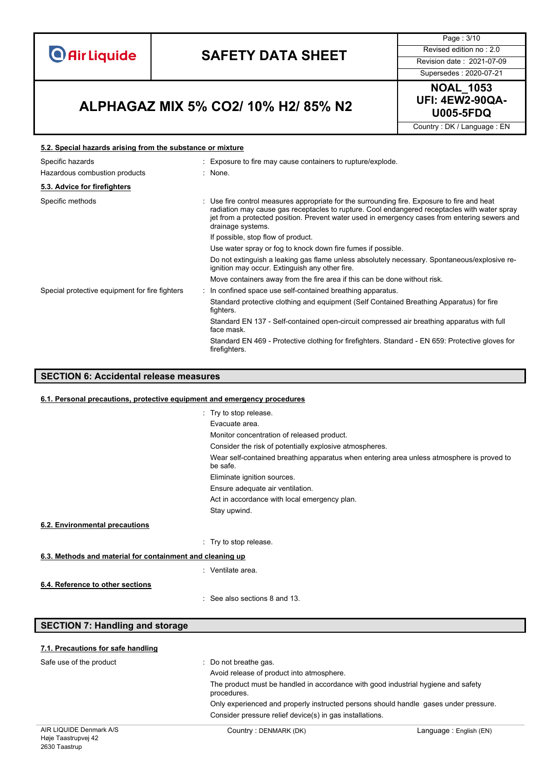### 5.2. Special hazards arising from the substance or mixture

| | |
|---|---|
| Specific hazards | : Exposure to fire may cause containers to rupture/explode. |
| Hazardous combustion products | : None. |

### 5.3. Advice for firefighters

| | |
|---|---|
| Specific methods | : Use fire control measures appropriate for the surrounding fire. Exposure to fire and heat radiation may cause gas receptacles to rupture. Cool endangered receptacles with water spray jet from a protected position. Prevent water used in emergency cases from entering sewers and drainage systems. |
| | If possible, stop flow of product. |
| | Use water spray or fog to knock down fire fumes if possible. |
| | Do not extinguish a leaking gas flame unless absolutely necessary. Spontaneous/explosive re-ignition may occur. Extinguish any other fire. |
| | Move containers away from the fire area if this can be done without risk. |
| Special protective equipment for fire fighters | : In confined space use self-contained breathing apparatus. |
| | Standard protective clothing and equipment (Self Contained Breathing Apparatus) for fire fighters. |
| | Standard EN 137 - Self-contained open-circuit compressed air breathing apparatus with full face mask. |
| | Standard EN 469 - Protective clothing for firefighters. Standard - EN 659: Protective gloves for firefighters. |

## SECTION 6: Accidental release measures

### 6.1. Personal precautions, protective equipment and emergency procedures

: Try to stop release.

Evacuate area.

Monitor concentration of released product.

Consider the risk of potentially explosive atmospheres.

Wear self-contained breathing apparatus when entering area unless atmosphere is proved to be safe.

Eliminate ignition sources.

Ensure adequate air ventilation.

Act in accordance with local emergency plan.

Stay upwind.

### 6.2. Environmental precautions

: Try to stop release.

### 6.3. Methods and material for containment and cleaning up

: Ventilate area.

### 6.4. Reference to other sections

: See also sections 8 and 13.

## SECTION 7: Handling and storage

### 7.1. Precautions for safe handling

| | |
|---|---|
| Safe use of the product | : Do not breathe gas. |
| | Avoid release of product into atmosphere. |
| | The product must be handled in accordance with good industrial hygiene and safety procedures. |
| | Only experienced and properly instructed persons should handle gases under pressure. |
| | Consider pressure relief device(s) in gas installations. |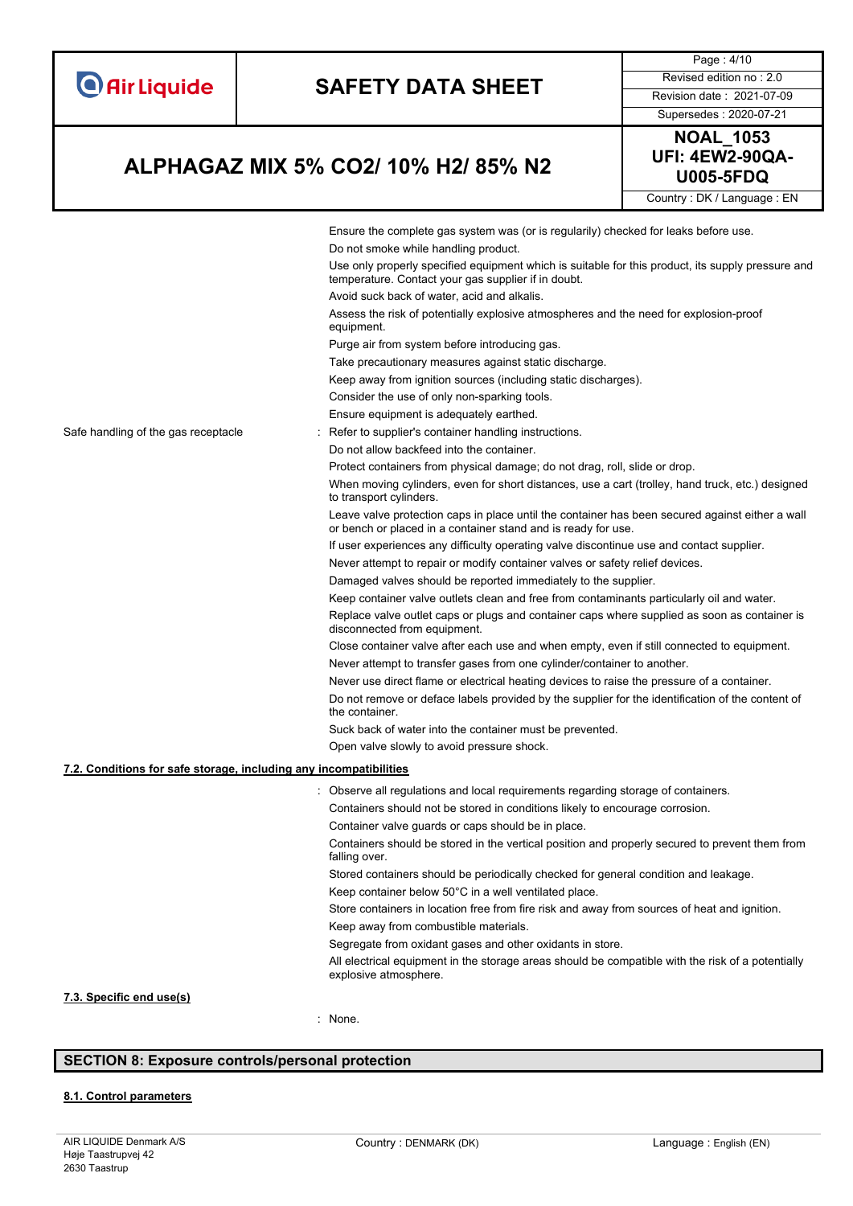Ensure the complete gas system was (or is regularly) checked for leaks before use.

Do not smoke while handling product.

Use only properly specified equipment which is suitable for this product, its supply pressure and temperature. Contact your gas supplier if in doubt.

Avoid suck back of water, acid and alkalis.

Assess the risk of potentially explosive atmospheres and the need for explosion-proof equipment.

Purge air from system before introducing gas.

Take precautionary measures against static discharge.

Keep away from ignition sources (including static discharges).

Consider the use of only non-sparking tools.

Ensure equipment is adequately earthed.

Safe handling of the gas receptacle : Refer to supplier's container handling instructions.

Do not allow backfeed into the container.

Protect containers from physical damage; do not drag, roll, slide or drop.

When moving cylinders, even for short distances, use a cart (trolley, hand truck, etc.) designed to transport cylinders.

Leave valve protection caps in place until the container has been secured against either a wall or bench or placed in a container stand and is ready for use.

If user experiences any difficulty operating valve discontinue use and contact supplier.

Never attempt to repair or modify container valves or safety relief devices.

Damaged valves should be reported immediately to the supplier.

Keep container valve outlets clean and free from contaminants particularly oil and water.

Replace valve outlet caps or plugs and container caps where supplied as soon as container is disconnected from equipment.

Close container valve after each use and when empty, even if still connected to equipment.

Never attempt to transfer gases from one cylinder/container to another.

Never use direct flame or electrical heating devices to raise the pressure of a container.

Do not remove or deface labels provided by the supplier for the identification of the content of the container.

Suck back of water into the container must be prevented.

Open valve slowly to avoid pressure shock.

### 7.2. Conditions for safe storage, including any incompatibilities

: Observe all regulations and local requirements regarding storage of containers.

Containers should not be stored in conditions likely to encourage corrosion.

Container valve guards or caps should be in place.

Containers should be stored in the vertical position and properly secured to prevent them from falling over.

Stored containers should be periodically checked for general condition and leakage.

Keep container below 50°C in a well ventilated place.

Store containers in location free from fire risk and away from sources of heat and ignition.

Keep away from combustible materials.

Segregate from oxidant gases and other oxidants in store.

All electrical equipment in the storage areas should be compatible with the risk of a potentially explosive atmosphere.

### 7.3. Specific end use(s)

: None.

## SECTION 8: Exposure controls/personal protection

### 8.1. Control parameters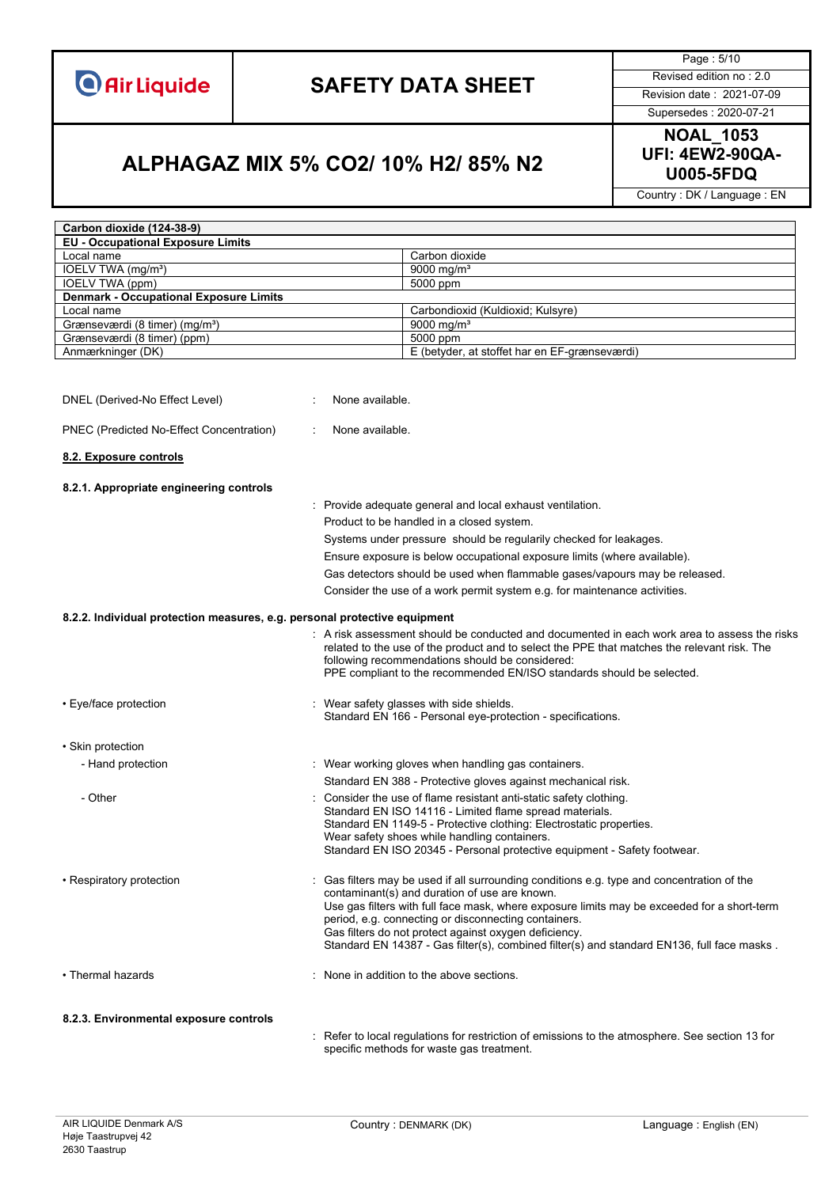| Carbon dioxide (124-38-9) | |
|---|---|
| **EU - Occupational Exposure Limits** | |
| Local name | Carbon dioxide |
| IOELV TWA (mg/m³) | 9000 mg/m³ |
| IOELV TWA (ppm) | 5000 ppm |
| **Denmark - Occupational Exposure Limits** | |
| Local name | Carbondioxid (Kuldioxid; Kulsyre) |
| Grænseværdi (8 timer) (mg/m³) | 9000 mg/m³ |
| Grænseværdi (8 timer) (ppm) | 5000 ppm |
| Anmærkninger (DK) | E (betyder, at stoffet har en EF-grænseværdi) |

DNEL (Derived-No Effect Level) : None available.

PNEC (Predicted No-Effect Concentration) : None available.

## 8.2. Exposure controls

### 8.2.1. Appropriate engineering controls

: Provide adequate general and local exhaust ventilation.
Product to be handled in a closed system.
Systems under pressure should be regularily checked for leakages.
Ensure exposure is below occupational exposure limits (where available).
Gas detectors should be used when flammable gases/vapours may be released.
Consider the use of a work permit system e.g. for maintenance activities.

### 8.2.2. Individual protection measures, e.g. personal protective equipment

: A risk assessment should be conducted and documented in each work area to assess the risks related to the use of the product and to select the PPE that matches the relevant risk. The following recommendations should be considered:
PPE compliant to the recommended EN/ISO standards should be selected.

- Eye/face protection : Wear safety glasses with side shields.
Standard EN 166 - Personal eye-protection - specifications.

- Skin protection
  - Hand protection : Wear working gloves when handling gas containers.
Standard EN 388 - Protective gloves against mechanical risk.
  - Other : Consider the use of flame resistant anti-static safety clothing.
Standard EN ISO 14116 - Limited flame spread materials.
Standard EN 1149-5 - Protective clothing: Electrostatic properties.
Wear safety shoes while handling containers.
Standard EN ISO 20345 - Personal protective equipment - Safety footwear.

- Respiratory protection : Gas filters may be used if all surrounding conditions e.g. type and concentration of the contaminant(s) and duration of use are known.
Use gas filters with full face mask, where exposure limits may be exceeded for a short-term period, e.g. connecting or disconnecting containers.
Gas filters do not protect against oxygen deficiency.
Standard EN 14387 - Gas filter(s), combined filter(s) and standard EN136, full face masks .

- Thermal hazards : None in addition to the above sections.

### 8.2.3. Environmental exposure controls

: Refer to local regulations for restriction of emissions to the atmosphere. See section 13 for specific methods for waste gas treatment.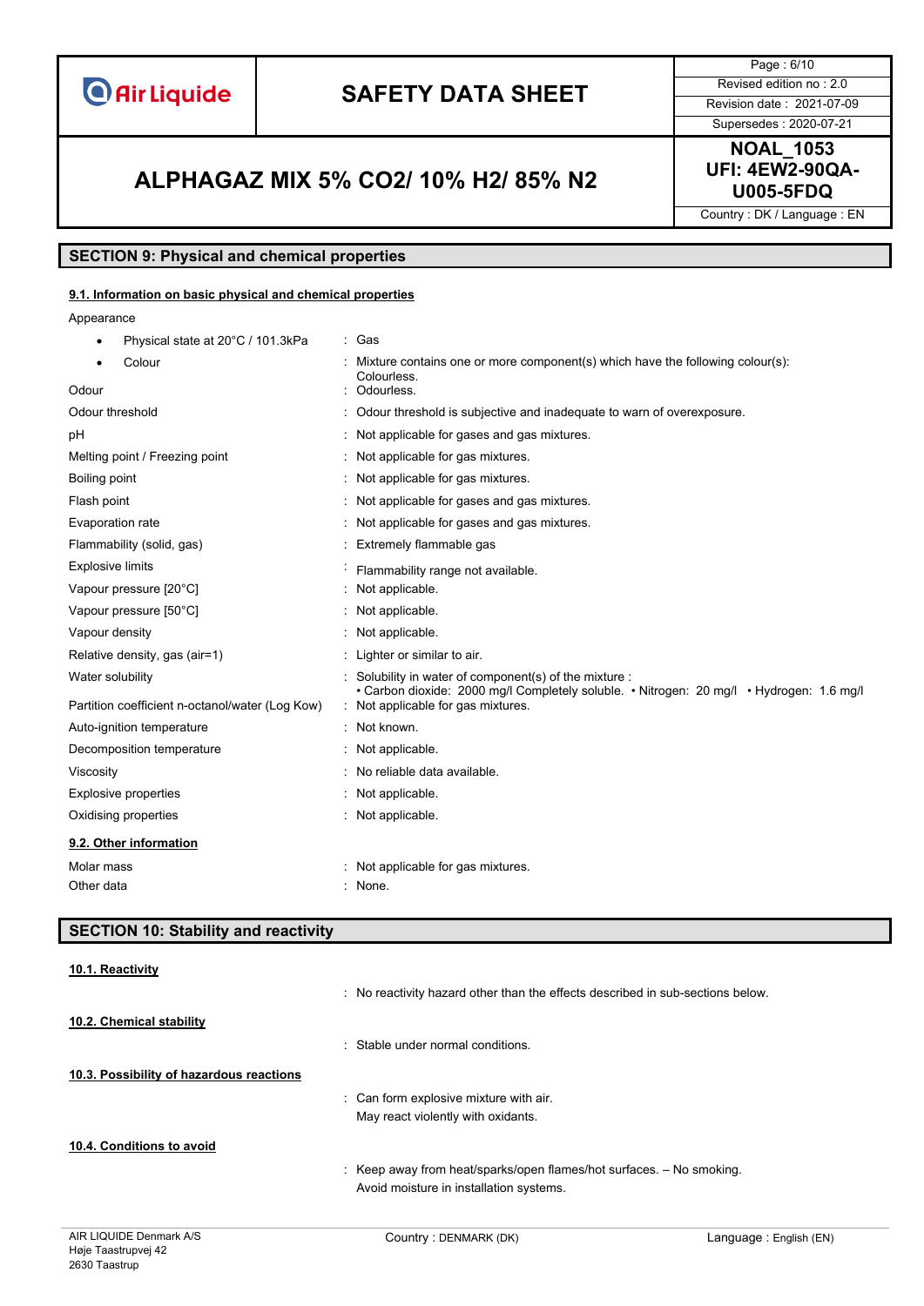## SECTION 9: Physical and chemical properties

### 9.1. Information on basic physical and chemical properties

Appearance

| | |
|---|---|
| • Physical state at 20°C / 101.3kPa | : Gas |
| • Colour | : Mixture contains one or more component(s) which have the following colour(s): Colourless. |
| Odour | : Odourless. |
| Odour threshold | : Odour threshold is subjective and inadequate to warn of overexposure. |
| pH | : Not applicable for gases and gas mixtures. |
| Melting point / Freezing point | : Not applicable for gas mixtures. |
| Boiling point | : Not applicable for gas mixtures. |
| Flash point | : Not applicable for gases and gas mixtures. |
| Evaporation rate | : Not applicable for gases and gas mixtures. |
| Flammability (solid, gas) | : Extremely flammable gas |
| Explosive limits | : Flammability range not available. |
| Vapour pressure [20°C] | : Not applicable. |
| Vapour pressure [50°C] | : Not applicable. |
| Vapour density | : Not applicable. |
| Relative density, gas (air=1) | : Lighter or similar to air. |
| Water solubility | : Solubility in water of component(s) of the mixture : • Carbon dioxide: 2000 mg/l Completely soluble. • Nitrogen: 20 mg/l • Hydrogen: 1.6 mg/l |
| Partition coefficient n-octanol/water (Log Kow) | : Not applicable for gas mixtures. |
| Auto-ignition temperature | : Not known. |
| Decomposition temperature | : Not applicable. |
| Viscosity | : No reliable data available. |
| Explosive properties | : Not applicable. |
| Oxidising properties | : Not applicable. |

### 9.2. Other information

| | |
|---|---|
| Molar mass | : Not applicable for gas mixtures. |
| Other data | : None. |

## SECTION 10: Stability and reactivity

### 10.1. Reactivity

: No reactivity hazard other than the effects described in sub-sections below.

### 10.2. Chemical stability

: Stable under normal conditions.

### 10.3. Possibility of hazardous reactions

: Can form explosive mixture with air.
May react violently with oxidants.

### 10.4. Conditions to avoid

: Keep away from heat/sparks/open flames/hot surfaces. – No smoking.
Avoid moisture in installation systems.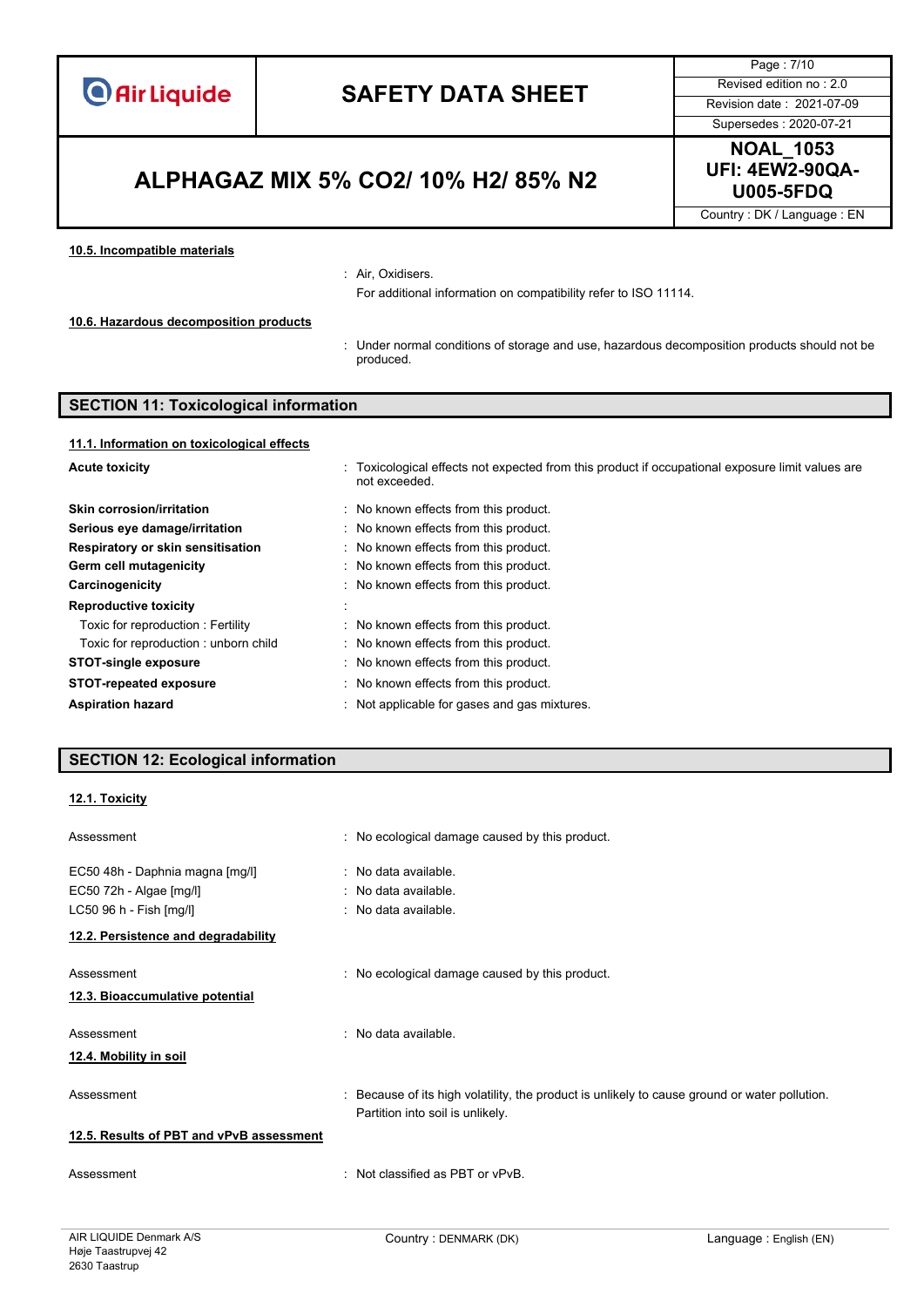#### 10.5. Incompatible materials

: Air, Oxidisers.
For additional information on compatibility refer to ISO 11114.

#### 10.6. Hazardous decomposition products

: Under normal conditions of storage and use, hazardous decomposition products should not be produced.

## SECTION 11: Toxicological information

#### 11.1. Information on toxicological effects

| | |
|---|---|
| **Acute toxicity** | : Toxicological effects not expected from this product if occupational exposure limit values are not exceeded. |
| **Skin corrosion/irritation** | : No known effects from this product. |
| **Serious eye damage/irritation** | : No known effects from this product. |
| **Respiratory or skin sensitisation** | : No known effects from this product. |
| **Germ cell mutagenicity** | : No known effects from this product. |
| **Carcinogenicity** | : No known effects from this product. |
| **Reproductive toxicity** | : |
| Toxic for reproduction : Fertility | : No known effects from this product. |
| Toxic for reproduction : unborn child | : No known effects from this product. |
| **STOT-single exposure** | : No known effects from this product. |
| **STOT-repeated exposure** | : No known effects from this product. |
| **Aspiration hazard** | : Not applicable for gases and gas mixtures. |

## SECTION 12: Ecological information

#### 12.1. Toxicity

| | |
|---|---|
| Assessment | : No ecological damage caused by this product. |
| EC50 48h - Daphnia magna [mg/l] | : No data available. |
| EC50 72h - Algae [mg/l] | : No data available. |
| LC50 96 h - Fish [mg/l] | : No data available. |

#### 12.2. Persistence and degradability

| | |
|---|---|
| Assessment | : No ecological damage caused by this product. |

#### 12.3. Bioaccumulative potential

| | |
|---|---|
| Assessment | : No data available. |

#### 12.4. Mobility in soil

| | |
|---|---|
| Assessment | : Because of its high volatility, the product is unlikely to cause ground or water pollution. Partition into soil is unlikely. |

#### 12.5. Results of PBT and vPvB assessment

| | |
|---|---|
| Assessment | : Not classified as PBT or vPvB. |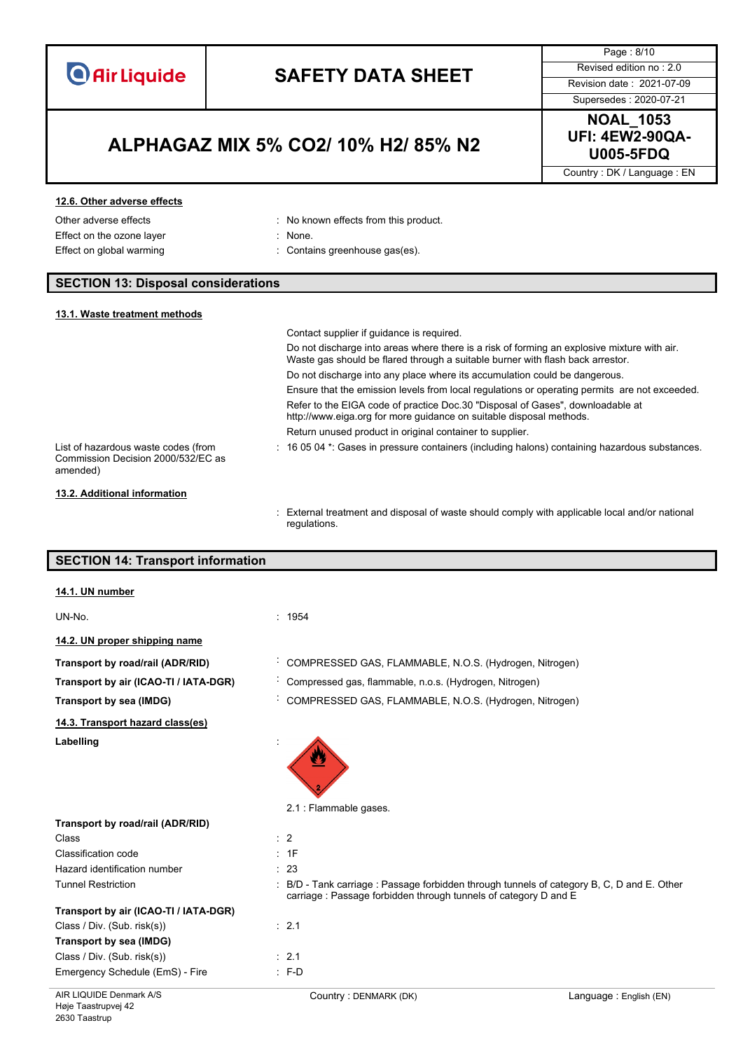#### 12.6. Other adverse effects

Other adverse effects : No known effects from this product.
Effect on the ozone layer : None.
Effect on global warming : Contains greenhouse gas(es).

## SECTION 13: Disposal considerations

#### 13.1. Waste treatment methods

Contact supplier if guidance is required.

Do not discharge into areas where there is a risk of forming an explosive mixture with air. Waste gas should be flared through a suitable burner with flash back arrestor.

Do not discharge into any place where its accumulation could be dangerous.

Ensure that the emission levels from local regulations or operating permits are not exceeded.

Refer to the EIGA code of practice Doc.30 "Disposal of Gases", downloadable at http://www.eiga.org for more guidance on suitable disposal methods.

Return unused product in original container to supplier.

List of hazardous waste codes (from Commission Decision 2000/532/EC as amended) : 16 05 04 *: Gases in pressure containers (including halons) containing hazardous substances.

#### 13.2. Additional information

: External treatment and disposal of waste should comply with applicable local and/or national regulations.

## SECTION 14: Transport information

#### 14.1. UN number

UN-No. : 1954

#### 14.2. UN proper shipping name

**Transport by road/rail (ADR/RID)** : COMPRESSED GAS, FLAMMABLE, N.O.S. (Hydrogen, Nitrogen)
**Transport by air (ICAO-TI / IATA-DGR)** : Compressed gas, flammable, n.o.s. (Hydrogen, Nitrogen)
**Transport by sea (IMDG)** : COMPRESSED GAS, FLAMMABLE, N.O.S. (Hydrogen, Nitrogen)

#### 14.3. Transport hazard class(es)

**Labelling** :

2.1 : Flammable gases.

**Transport by road/rail (ADR/RID)**

Class : 2
Classification code : 1F
Hazard identification number : 23
Tunnel Restriction : B/D - Tank carriage : Passage forbidden through tunnels of category B, C, D and E. Other carriage : Passage forbidden through tunnels of category D and E

**Transport by air (ICAO-TI / IATA-DGR)**

Class / Div. (Sub. risk(s)) : 2.1

**Transport by sea (IMDG)**

Class / Div. (Sub. risk(s)) : 2.1
Emergency Schedule (EmS) - Fire : F-D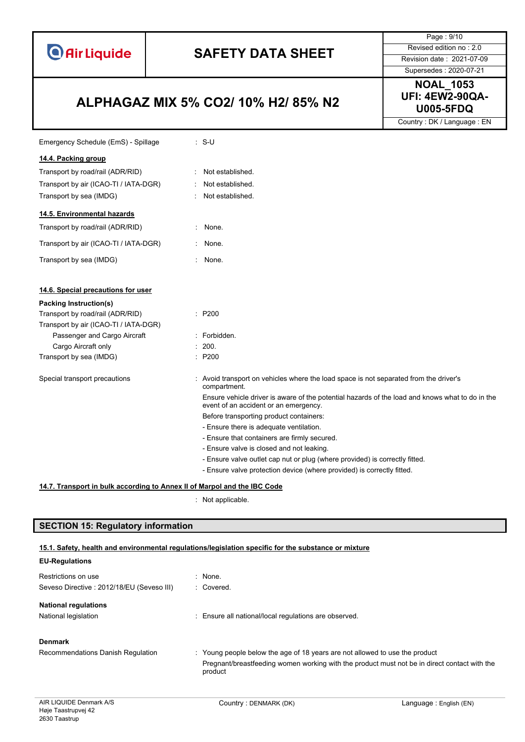Emergency Schedule (EmS) - Spillage : S-U

**14.4. Packing group**

| | |
|---|---|
| Transport by road/rail (ADR/RID) | : Not established. |
| Transport by air (ICAO-TI / IATA-DGR) | : Not established. |
| Transport by sea (IMDG) | : Not established. |

**14.5. Environmental hazards**

| | |
|---|---|
| Transport by road/rail (ADR/RID) | : None. |
| Transport by air (ICAO-TI / IATA-DGR) | : None. |
| Transport by sea (IMDG) | : None. |

**14.6. Special precautions for user**

**Packing Instruction(s)**

| | |
|---|---|
| Transport by road/rail (ADR/RID) | : P200 |
| Transport by air (ICAO-TI / IATA-DGR) | |
| Passenger and Cargo Aircraft | : Forbidden. |
| Cargo Aircraft only | : 200. |
| Transport by sea (IMDG) | : P200 |

Special transport precautions : Avoid transport on vehicles where the load space is not separated from the driver's compartment.

Ensure vehicle driver is aware of the potential hazards of the load and knows what to do in the event of an accident or an emergency.

Before transporting product containers:

- Ensure there is adequate ventilation.
- Ensure that containers are firmly secured.
- Ensure valve is closed and not leaking.
- Ensure valve outlet cap nut or plug (where provided) is correctly fitted.
- Ensure valve protection device (where provided) is correctly fitted.

**14.7. Transport in bulk according to Annex II of Marpol and the IBC Code**

: Not applicable.

## SECTION 15: Regulatory information

**15.1. Safety, health and environmental regulations/legislation specific for the substance or mixture**

**EU-Regulations**

| | |
|---|---|
| Restrictions on use | : None. |
| Seveso Directive : 2012/18/EU (Seveso III) | : Covered. |

**National regulations**

National legislation : Ensure all national/local regulations are observed.

**Denmark**

Recommendations Danish Regulation : Young people below the age of 18 years are not allowed to use the product

Pregnant/breastfeeding women working with the product must not be in direct contact with the product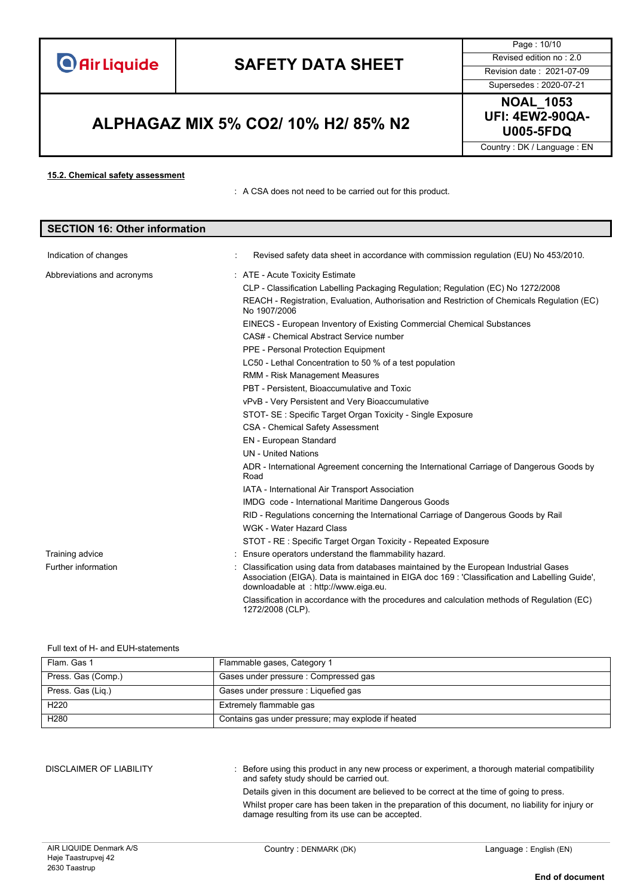#### 15.2. Chemical safety assessment

: A CSA does not need to be carried out for this product.

## SECTION 16: Other information

Indication of changes : Revised safety data sheet in accordance with commission regulation (EU) No 453/2010.

Abbreviations and acronyms :
- ATE - Acute Toxicity Estimate
- CLP - Classification Labelling Packaging Regulation; Regulation (EC) No 1272/2008
- REACH - Registration, Evaluation, Authorisation and Restriction of Chemicals Regulation (EC) No 1907/2006
- EINECS - European Inventory of Existing Commercial Chemical Substances
- CAS# - Chemical Abstract Service number
- PPE - Personal Protection Equipment
- LC50 - Lethal Concentration to 50 % of a test population
- RMM - Risk Management Measures
- PBT - Persistent, Bioaccumulative and Toxic
- vPvB - Very Persistent and Very Bioaccumulative
- STOT- SE : Specific Target Organ Toxicity - Single Exposure
- CSA - Chemical Safety Assessment
- EN - European Standard
- UN - United Nations
- ADR - International Agreement concerning the International Carriage of Dangerous Goods by Road
- IATA - International Air Transport Association
- IMDG code - International Maritime Dangerous Goods
- RID - Regulations concerning the International Carriage of Dangerous Goods by Rail
- WGK - Water Hazard Class
- STOT - RE : Specific Target Organ Toxicity - Repeated Exposure

Training advice : Ensure operators understand the flammability hazard.

Further information : Classification using data from databases maintained by the European Industrial Gases Association (EIGA). Data is maintained in EIGA doc 169 : 'Classification and Labelling Guide', downloadable at : http://www.eiga.eu.

Classification in accordance with the procedures and calculation methods of Regulation (EC) 1272/2008 (CLP).

Full text of H- and EUH-statements

| | |
|---|---|
| Flam. Gas 1 | Flammable gases, Category 1 |
| Press. Gas (Comp.) | Gases under pressure : Compressed gas |
| Press. Gas (Liq.) | Gases under pressure : Liquefied gas |
| H220 | Extremely flammable gas |
| H280 | Contains gas under pressure; may explode if heated |

DISCLAIMER OF LIABILITY : Before using this product in any new process or experiment, a thorough material compatibility and safety study should be carried out.

Details given in this document are believed to be correct at the time of going to press.

Whilst proper care has been taken in the preparation of this document, no liability for injury or damage resulting from its use can be accepted.

End of document